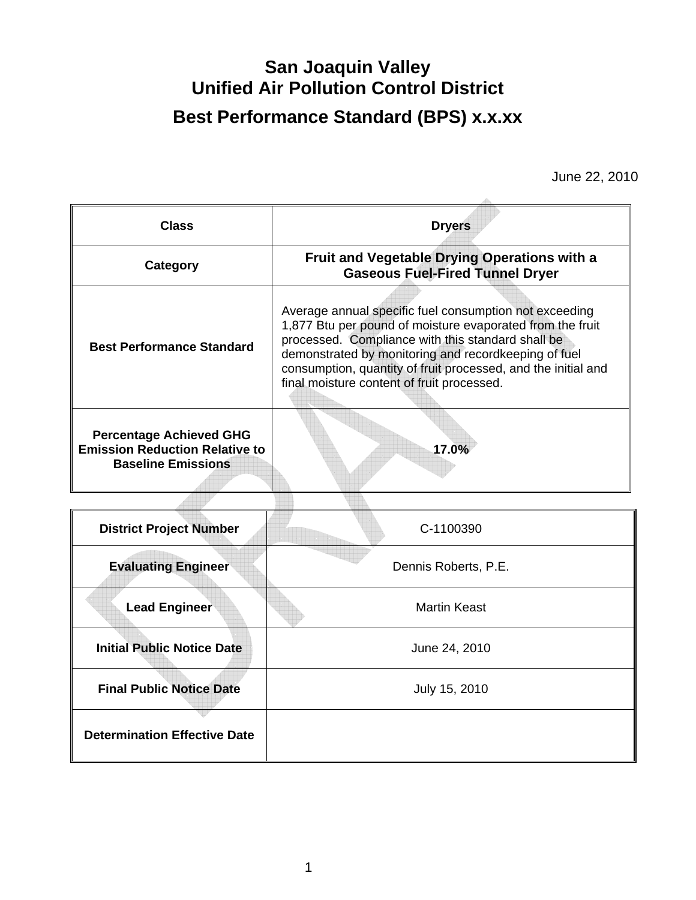# San Joaquin Valley Unified Air Pollution Control District

## Best Performance Standard (BPS) x.x.xx

June 22, 2010

| Class | Dryers |
|---|---|
| Category | **Fruit and Vegetable Drying Operations with a Gaseous Fuel-Fired Tunnel Dryer** |
| Best Performance Standard | Average annual specific fuel consumption not exceeding 1,877 Btu per pound of moisture evaporated from the fruit processed. Compliance with this standard shall be demonstrated by monitoring and recordkeeping of fuel consumption, quantity of fruit processed, and the initial and final moisture content of fruit processed. |
| Percentage Achieved GHG Emission Reduction Relative to Baseline Emissions | **17.0%** |

| District Project Number | C-1100390 |
|---|---|
| Evaluating Engineer | Dennis Roberts, P.E. |
| Lead Engineer | Martin Keast |
| Initial Public Notice Date | June 24, 2010 |
| Final Public Notice Date | July 15, 2010 |
| Determination Effective Date | |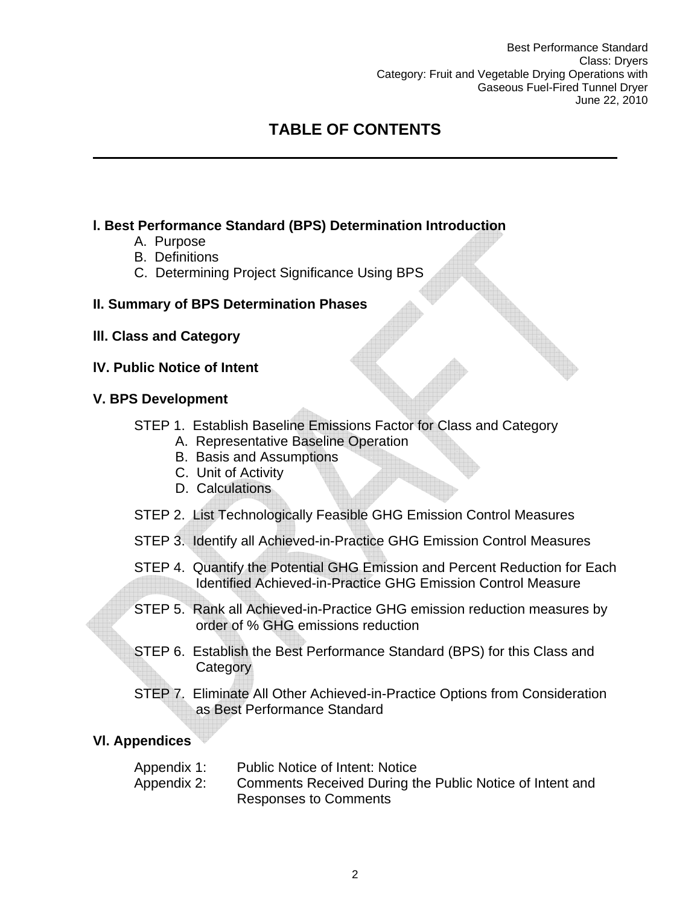# TABLE OF CONTENTS

**I. Best Performance Standard (BPS) Determination Introduction**

- A. Purpose
- B. Definitions
- C. Determining Project Significance Using BPS

**II. Summary of BPS Determination Phases**

**III. Class and Category**

**IV. Public Notice of Intent**

**V. BPS Development**

- STEP 1. Establish Baseline Emissions Factor for Class and Category
  - A. Representative Baseline Operation
  - B. Basis and Assumptions
  - C. Unit of Activity
  - D. Calculations
- STEP 2. List Technologically Feasible GHG Emission Control Measures
- STEP 3. Identify all Achieved-in-Practice GHG Emission Control Measures
- STEP 4. Quantify the Potential GHG Emission and Percent Reduction for Each Identified Achieved-in-Practice GHG Emission Control Measure
- STEP 5. Rank all Achieved-in-Practice GHG emission reduction measures by order of % GHG emissions reduction
- STEP 6. Establish the Best Performance Standard (BPS) for this Class and Category
- STEP 7. Eliminate All Other Achieved-in-Practice Options from Consideration as Best Performance Standard

**VI. Appendices**

- Appendix 1: Public Notice of Intent: Notice
- Appendix 2: Comments Received During the Public Notice of Intent and Responses to Comments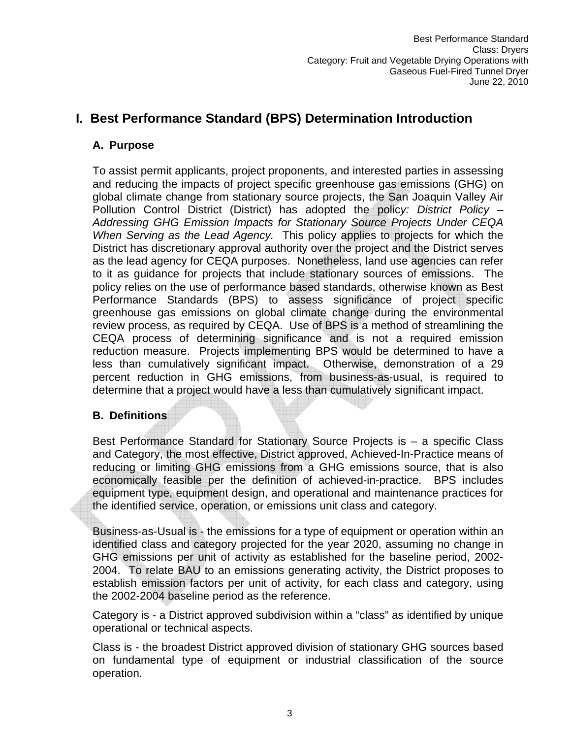# I. Best Performance Standard (BPS) Determination Introduction

## A. Purpose

To assist permit applicants, project proponents, and interested parties in assessing and reducing the impacts of project specific greenhouse gas emissions (GHG) on global climate change from stationary source projects, the San Joaquin Valley Air Pollution Control District (District) has adopted the polic*y: District Policy – Addressing GHG Emission Impacts for Stationary Source Projects Under CEQA When Serving as the Lead Agency.* This policy applies to projects for which the District has discretionary approval authority over the project and the District serves as the lead agency for CEQA purposes. Nonetheless, land use agencies can refer to it as guidance for projects that include stationary sources of emissions. The policy relies on the use of performance based standards, otherwise known as Best Performance Standards (BPS) to assess significance of project specific greenhouse gas emissions on global climate change during the environmental review process, as required by CEQA. Use of BPS is a method of streamlining the CEQA process of determining significance and is not a required emission reduction measure. Projects implementing BPS would be determined to have a less than cumulatively significant impact. Otherwise, demonstration of a 29 percent reduction in GHG emissions, from business-as-usual, is required to determine that a project would have a less than cumulatively significant impact.

## B. Definitions

Best Performance Standard for Stationary Source Projects is – a specific Class and Category, the most effective, District approved, Achieved-In-Practice means of reducing or limiting GHG emissions from a GHG emissions source, that is also economically feasible per the definition of achieved-in-practice. BPS includes equipment type, equipment design, and operational and maintenance practices for the identified service, operation, or emissions unit class and category.

Business-as-Usual is - the emissions for a type of equipment or operation within an identified class and category projected for the year 2020, assuming no change in GHG emissions per unit of activity as established for the baseline period, 2002-2004. To relate BAU to an emissions generating activity, the District proposes to establish emission factors per unit of activity, for each class and category, using the 2002-2004 baseline period as the reference.

Category is - a District approved subdivision within a "class" as identified by unique operational or technical aspects.

Class is - the broadest District approved division of stationary GHG sources based on fundamental type of equipment or industrial classification of the source operation.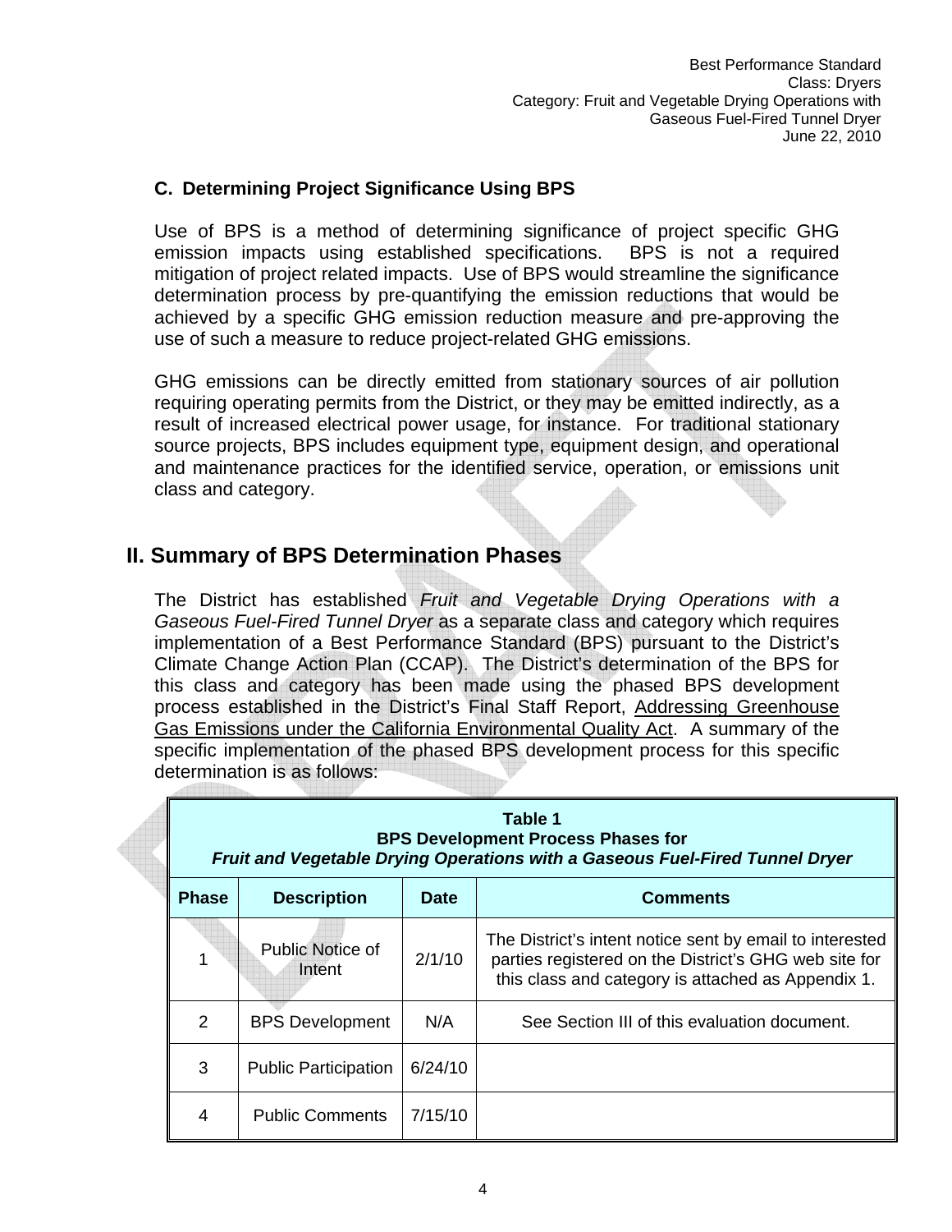### C. Determining Project Significance Using BPS

Use of BPS is a method of determining significance of project specific GHG emission impacts using established specifications. BPS is not a required mitigation of project related impacts. Use of BPS would streamline the significance determination process by pre-quantifying the emission reductions that would be achieved by a specific GHG emission reduction measure and pre-approving the use of such a measure to reduce project-related GHG emissions.

GHG emissions can be directly emitted from stationary sources of air pollution requiring operating permits from the District, or they may be emitted indirectly, as a result of increased electrical power usage, for instance. For traditional stationary source projects, BPS includes equipment type, equipment design, and operational and maintenance practices for the identified service, operation, or emissions unit class and category.

## II. Summary of BPS Determination Phases

The District has established *Fruit and Vegetable Drying Operations with a Gaseous Fuel-Fired Tunnel Dryer* as a separate class and category which requires implementation of a Best Performance Standard (BPS) pursuant to the District's Climate Change Action Plan (CCAP). The District's determination of the BPS for this class and category has been made using the phased BPS development process established in the District's Final Staff Report, Addressing Greenhouse Gas Emissions under the California Environmental Quality Act. A summary of the specific implementation of the phased BPS development process for this specific determination is as follows:

**Table 1**
**BPS Development Process Phases for**
***Fruit and Vegetable Drying Operations with a Gaseous Fuel-Fired Tunnel Dryer***

| Phase | Description | Date | Comments |
|---|---|---|---|
| 1 | Public Notice of Intent | 2/1/10 | The District's intent notice sent by email to interested parties registered on the District's GHG web site for this class and category is attached as Appendix 1. |
| 2 | BPS Development | N/A | See Section III of this evaluation document. |
| 3 | Public Participation | 6/24/10 | |
| 4 | Public Comments | 7/15/10 | |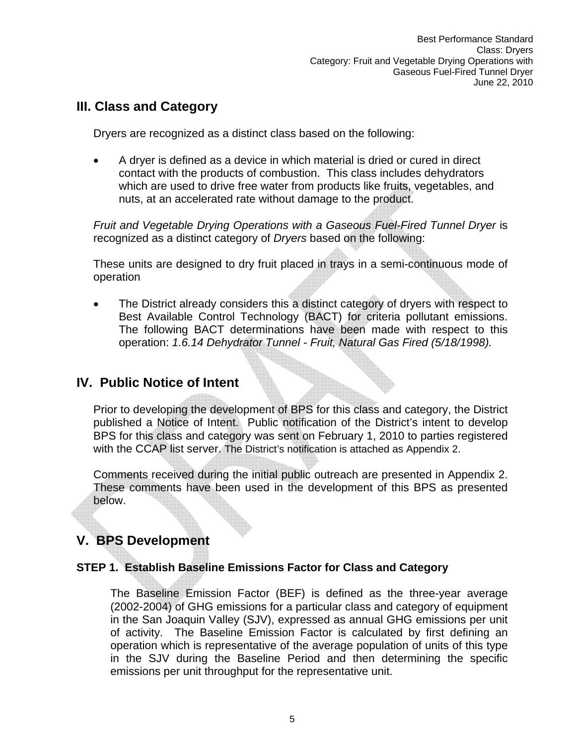## III. Class and Category

Dryers are recognized as a distinct class based on the following:

- A dryer is defined as a device in which material is dried or cured in direct contact with the products of combustion. This class includes dehydrators which are used to drive free water from products like fruits, vegetables, and nuts, at an accelerated rate without damage to the product.

*Fruit and Vegetable Drying Operations with a Gaseous Fuel-Fired Tunnel Dryer* is recognized as a distinct category of *Dryers* based on the following:

These units are designed to dry fruit placed in trays in a semi-continuous mode of operation

- The District already considers this a distinct category of dryers with respect to Best Available Control Technology (BACT) for criteria pollutant emissions. The following BACT determinations have been made with respect to this operation: *1.6.14 Dehydrator Tunnel - Fruit, Natural Gas Fired (5/18/1998).*

## IV. Public Notice of Intent

Prior to developing the development of BPS for this class and category, the District published a Notice of Intent. Public notification of the District's intent to develop BPS for this class and category was sent on February 1, 2010 to parties registered with the CCAP list server. The District's notification is attached as Appendix 2.

Comments received during the initial public outreach are presented in Appendix 2. These comments have been used in the development of this BPS as presented below.

## V. BPS Development

### STEP 1. Establish Baseline Emissions Factor for Class and Category

The Baseline Emission Factor (BEF) is defined as the three-year average (2002-2004) of GHG emissions for a particular class and category of equipment in the San Joaquin Valley (SJV), expressed as annual GHG emissions per unit of activity. The Baseline Emission Factor is calculated by first defining an operation which is representative of the average population of units of this type in the SJV during the Baseline Period and then determining the specific emissions per unit throughput for the representative unit.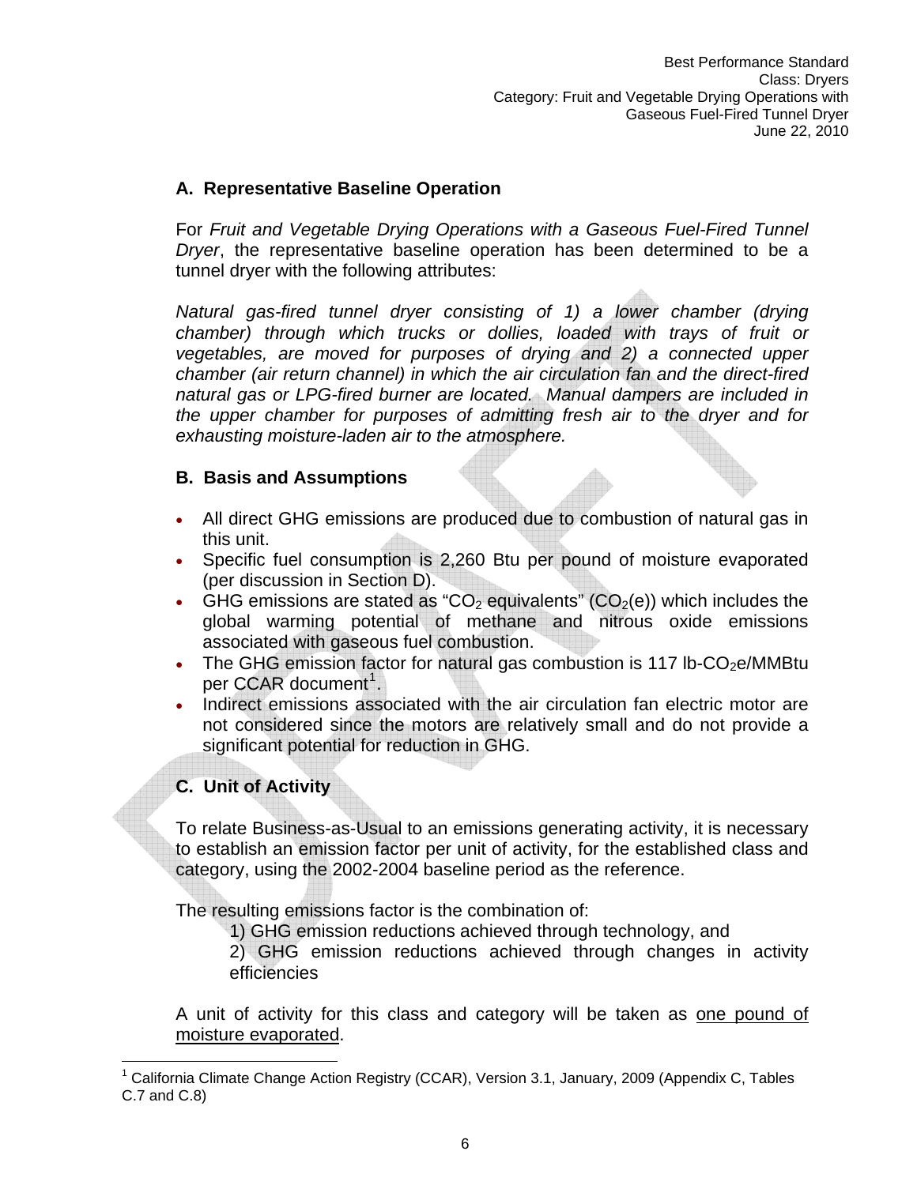## A. Representative Baseline Operation

For *Fruit and Vegetable Drying Operations with a Gaseous Fuel-Fired Tunnel Dryer*, the representative baseline operation has been determined to be a tunnel dryer with the following attributes:

*Natural gas-fired tunnel dryer consisting of 1) a lower chamber (drying chamber) through which trucks or dollies, loaded with trays of fruit or vegetables, are moved for purposes of drying and 2) a connected upper chamber (air return channel) in which the air circulation fan and the direct-fired natural gas or LPG-fired burner are located. Manual dampers are included in the upper chamber for purposes of admitting fresh air to the dryer and for exhausting moisture-laden air to the atmosphere.*

## B. Basis and Assumptions

- All direct GHG emissions are produced due to combustion of natural gas in this unit.
- Specific fuel consumption is 2,260 Btu per pound of moisture evaporated (per discussion in Section D).
- GHG emissions are stated as "$CO_2$ equivalents" ($CO_2$(e)) which includes the global warming potential of methane and nitrous oxide emissions associated with gaseous fuel combustion.
- The GHG emission factor for natural gas combustion is 117 lb-$CO_2$e/MMBtu per CCAR document[1].
- Indirect emissions associated with the air circulation fan electric motor are not considered since the motors are relatively small and do not provide a significant potential for reduction in GHG.

## C. Unit of Activity

To relate Business-as-Usual to an emissions generating activity, it is necessary to establish an emission factor per unit of activity, for the established class and category, using the 2002-2004 baseline period as the reference.

The resulting emissions factor is the combination of:

1) GHG emission reductions achieved through technology, and
2) GHG emission reductions achieved through changes in activity efficiencies

A unit of activity for this class and category will be taken as <u>one pound of moisture evaporated</u>.

[1] California Climate Change Action Registry (CCAR), Version 3.1, January, 2009 (Appendix C, Tables C.7 and C.8)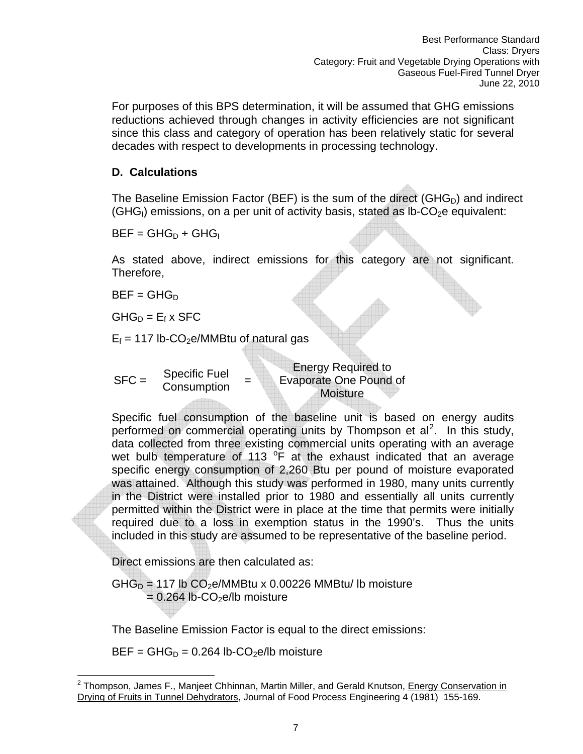For purposes of this BPS determination, it will be assumed that GHG emissions reductions achieved through changes in activity efficiencies are not significant since this class and category of operation has been relatively static for several decades with respect to developments in processing technology.

### D. Calculations

The Baseline Emission Factor (BEF) is the sum of the direct ($GHG_D$) and indirect ($GHG_I$) emissions, on a per unit of activity basis, stated as lb-$CO_2$e equivalent:

$$BEF = GHG_D + GHG_I$$

As stated above, indirect emissions for this category are not significant. Therefore,

$$BEF = GHG_D$$

$$GHG_D = E_f \times SFC$$

$E_f$ = 117 lb-$CO_2$e/MMBtu of natural gas

$$SFC = \text{Specific Fuel Consumption} = \text{Energy Required to Evaporate One Pound of Moisture}$$

Specific fuel consumption of the baseline unit is based on energy audits performed on commercial operating units by Thompson et al[2]. In this study, data collected from three existing commercial units operating with an average wet bulb temperature of 113 $^oF$ at the exhaust indicated that an average specific energy consumption of 2,260 Btu per pound of moisture evaporated was attained. Although this study was performed in 1980, many units currently in the District were installed prior to 1980 and essentially all units currently permitted within the District were in place at the time that permits were initially required due to a loss in exemption status in the 1990's. Thus the units included in this study are assumed to be representative of the baseline period.

Direct emissions are then calculated as:

$$GHG_D = 117 \text{ lb } CO_2\text{e/MMBtu} \times 0.00226 \text{ MMBtu/ lb moisture}$$
$$= 0.264 \text{ lb-}CO_2\text{e/lb moisture}$$

The Baseline Emission Factor is equal to the direct emissions:

$$BEF = GHG_D = 0.264 \text{ lb-}CO_2\text{e/lb moisture}$$

---

[2] Thompson, James F., Manjeet Chhinnan, Martin Miller, and Gerald Knutson, Energy Conservation in Drying of Fruits in Tunnel Dehydrators, Journal of Food Process Engineering 4 (1981) 155-169.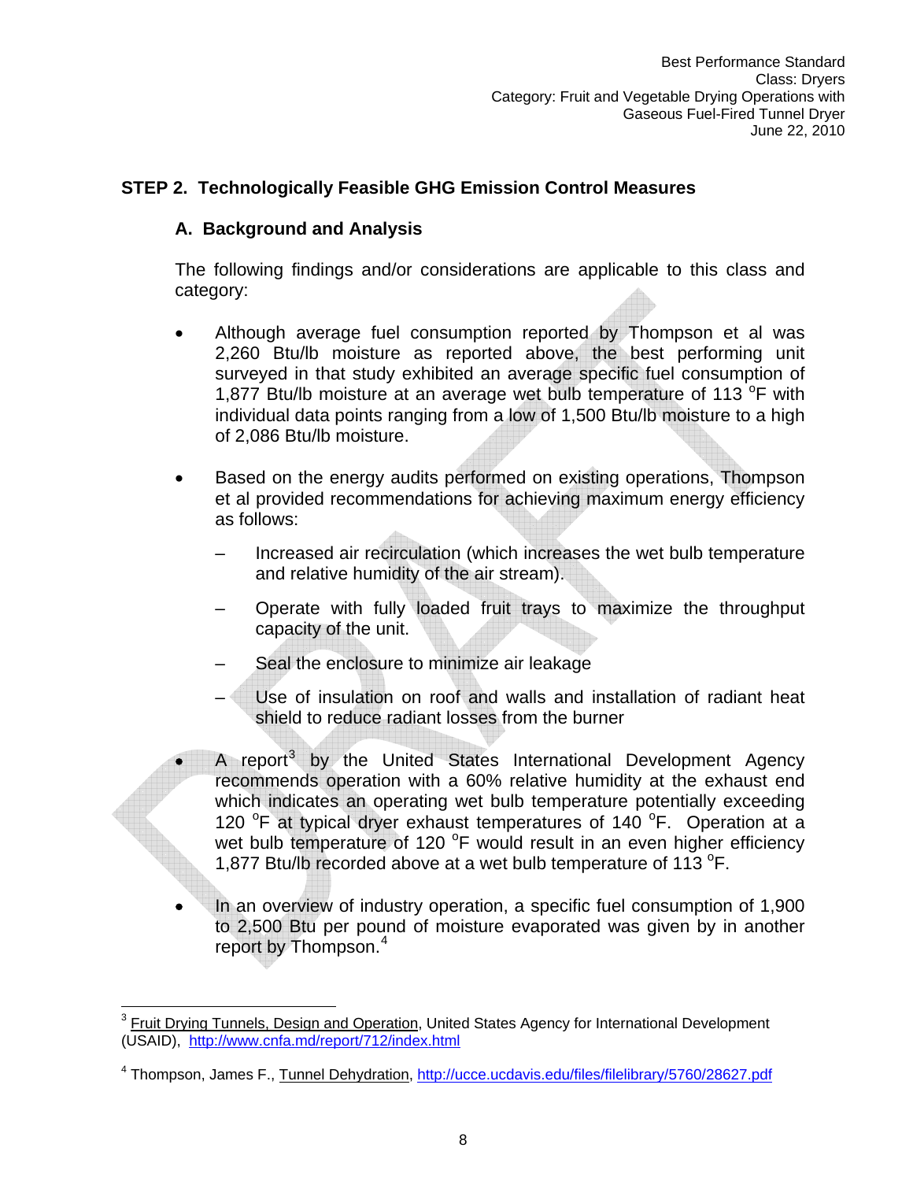## STEP 2. Technologically Feasible GHG Emission Control Measures

### A. Background and Analysis

The following findings and/or considerations are applicable to this class and category:

- Although average fuel consumption reported by Thompson et al was 2,260 Btu/lb moisture as reported above, the best performing unit surveyed in that study exhibited an average specific fuel consumption of 1,877 Btu/lb moisture at an average wet bulb temperature of 113 $^{o}$F with individual data points ranging from a low of 1,500 Btu/lb moisture to a high of 2,086 Btu/lb moisture.

- Based on the energy audits performed on existing operations, Thompson et al provided recommendations for achieving maximum energy efficiency as follows:
  - Increased air recirculation (which increases the wet bulb temperature and relative humidity of the air stream).
  - Operate with fully loaded fruit trays to maximize the throughput capacity of the unit.
  - Seal the enclosure to minimize air leakage
  - Use of insulation on roof and walls and installation of radiant heat shield to reduce radiant losses from the burner

- A report[3] by the United States International Development Agency recommends operation with a 60% relative humidity at the exhaust end which indicates an operating wet bulb temperature potentially exceeding 120 $^{o}$F at typical dryer exhaust temperatures of 140 $^{o}$F. Operation at a wet bulb temperature of 120 $^{o}$F would result in an even higher efficiency 1,877 Btu/lb recorded above at a wet bulb temperature of 113 $^{o}$F.

- In an overview of industry operation, a specific fuel consumption of 1,900 to 2,500 Btu per pound of moisture evaporated was given by in another report by Thompson.[4]

---

[3] Fruit Drying Tunnels, Design and Operation, United States Agency for International Development (USAID), http://www.cnfa.md/report/712/index.html

[4] Thompson, James F., Tunnel Dehydration, http://ucce.ucdavis.edu/files/filelibrary/5760/28627.pdf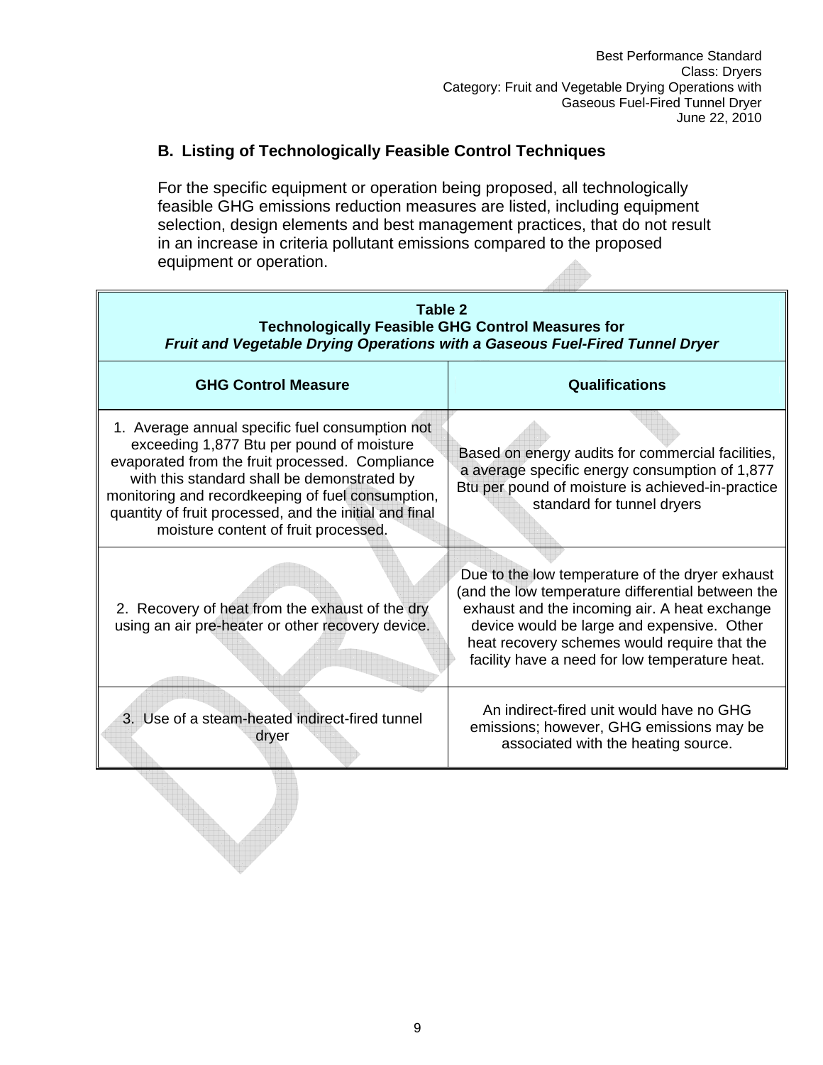## B. Listing of Technologically Feasible Control Techniques

For the specific equipment or operation being proposed, all technologically feasible GHG emissions reduction measures are listed, including equipment selection, design elements and best management practices, that do not result in an increase in criteria pollutant emissions compared to the proposed equipment or operation.

**Table 2**
**Technologically Feasible GHG Control Measures for**
***Fruit and Vegetable Drying Operations with a Gaseous Fuel-Fired Tunnel Dryer***

| GHG Control Measure | Qualifications |
|---|---|
| 1. Average annual specific fuel consumption not exceeding 1,877 Btu per pound of moisture evaporated from the fruit processed. Compliance with this standard shall be demonstrated by monitoring and recordkeeping of fuel consumption, quantity of fruit processed, and the initial and final moisture content of fruit processed. | Based on energy audits for commercial facilities, a average specific energy consumption of 1,877 Btu per pound of moisture is achieved-in-practice standard for tunnel dryers |
| 2. Recovery of heat from the exhaust of the dry using an air pre-heater or other recovery device. | Due to the low temperature of the dryer exhaust (and the low temperature differential between the exhaust and the incoming air. A heat exchange device would be large and expensive. Other heat recovery schemes would require that the facility have a need for low temperature heat. |
| 3. Use of a steam-heated indirect-fired tunnel dryer | An indirect-fired unit would have no GHG emissions; however, GHG emissions may be associated with the heating source. |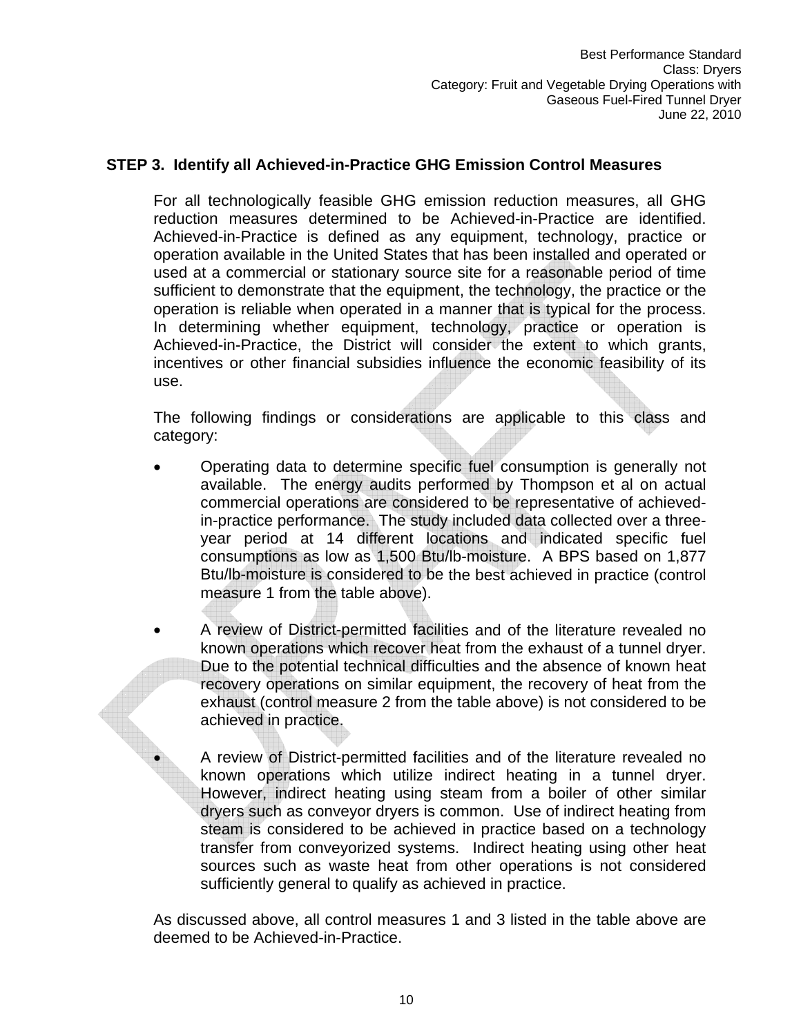## STEP 3. Identify all Achieved-in-Practice GHG Emission Control Measures

For all technologically feasible GHG emission reduction measures, all GHG reduction measures determined to be Achieved-in-Practice are identified. Achieved-in-Practice is defined as any equipment, technology, practice or operation available in the United States that has been installed and operated or used at a commercial or stationary source site for a reasonable period of time sufficient to demonstrate that the equipment, the technology, the practice or the operation is reliable when operated in a manner that is typical for the process. In determining whether equipment, technology, practice or operation is Achieved-in-Practice, the District will consider the extent to which grants, incentives or other financial subsidies influence the economic feasibility of its use.

The following findings or considerations are applicable to this class and category:

- Operating data to determine specific fuel consumption is generally not available. The energy audits performed by Thompson et al on actual commercial operations are considered to be representative of achieved-in-practice performance. The study included data collected over a three-year period at 14 different locations and indicated specific fuel consumptions as low as 1,500 Btu/lb-moisture. A BPS based on 1,877 Btu/lb-moisture is considered to be the best achieved in practice (control measure 1 from the table above).

- A review of District-permitted facilities and of the literature revealed no known operations which recover heat from the exhaust of a tunnel dryer. Due to the potential technical difficulties and the absence of known heat recovery operations on similar equipment, the recovery of heat from the exhaust (control measure 2 from the table above) is not considered to be achieved in practice.

- A review of District-permitted facilities and of the literature revealed no known operations which utilize indirect heating in a tunnel dryer. However, indirect heating using steam from a boiler of other similar dryers such as conveyor dryers is common. Use of indirect heating from steam is considered to be achieved in practice based on a technology transfer from conveyorized systems. Indirect heating using other heat sources such as waste heat from other operations is not considered sufficiently general to qualify as achieved in practice.

As discussed above, all control measures 1 and 3 listed in the table above are deemed to be Achieved-in-Practice.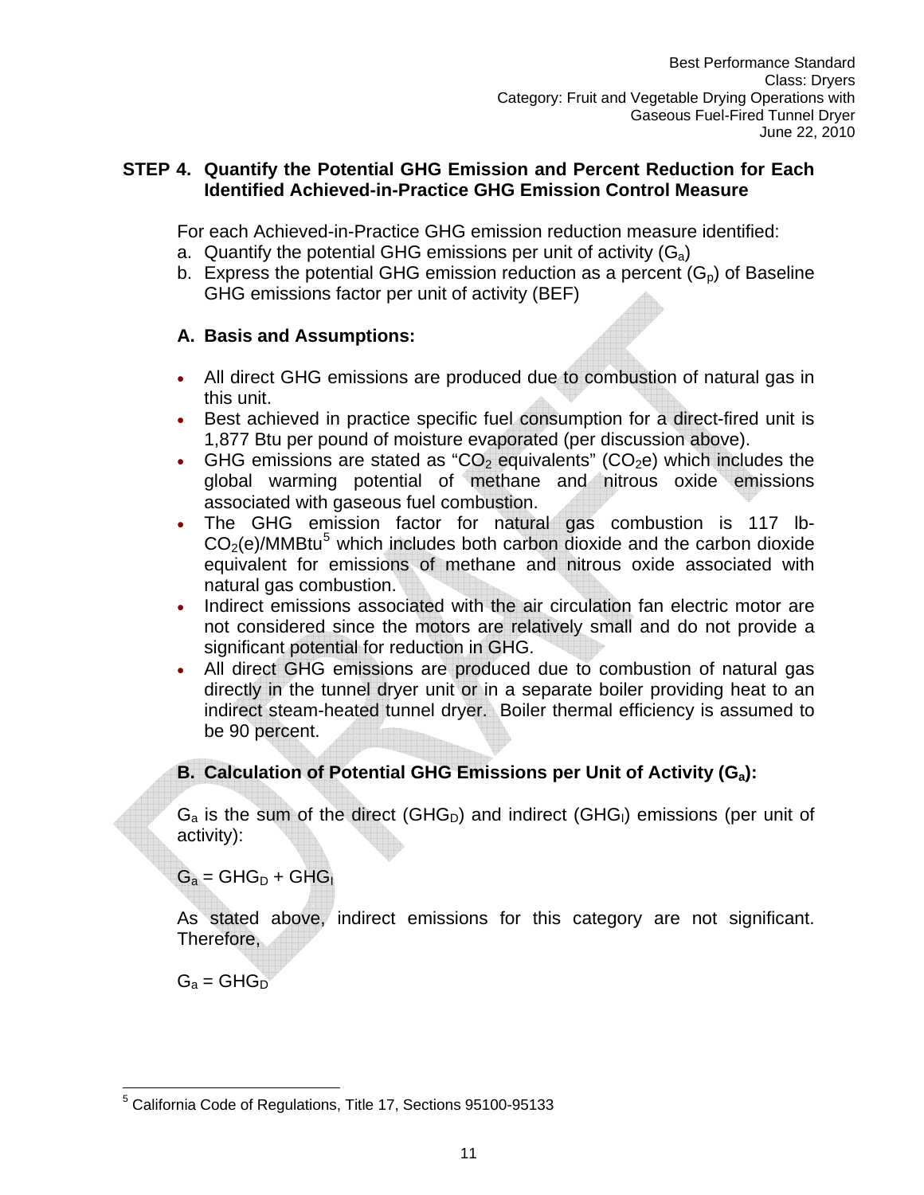## STEP 4. Quantify the Potential GHG Emission and Percent Reduction for Each Identified Achieved-in-Practice GHG Emission Control Measure

For each Achieved-in-Practice GHG emission reduction measure identified:

a. Quantify the potential GHG emissions per unit of activity ($G_a$)
b. Express the potential GHG emission reduction as a percent ($G_p$) of Baseline GHG emissions factor per unit of activity (BEF)

### A. Basis and Assumptions:

- All direct GHG emissions are produced due to combustion of natural gas in this unit.
- Best achieved in practice specific fuel consumption for a direct-fired unit is 1,877 Btu per pound of moisture evaporated (per discussion above).
- GHG emissions are stated as "$CO_2$ equivalents" ($CO_2$e) which includes the global warming potential of methane and nitrous oxide emissions associated with gaseous fuel combustion.
- The GHG emission factor for natural gas combustion is 117 lb-$CO_2$(e)/MMBtu[5] which includes both carbon dioxide and the carbon dioxide equivalent for emissions of methane and nitrous oxide associated with natural gas combustion.
- Indirect emissions associated with the air circulation fan electric motor are not considered since the motors are relatively small and do not provide a significant potential for reduction in GHG.
- All direct GHG emissions are produced due to combustion of natural gas directly in the tunnel dryer unit or in a separate boiler providing heat to an indirect steam-heated tunnel dryer. Boiler thermal efficiency is assumed to be 90 percent.

### B. Calculation of Potential GHG Emissions per Unit of Activity ($G_a$):

$G_a$ is the sum of the direct ($GHG_D$) and indirect ($GHG_I$) emissions (per unit of activity):

$$G_a = GHG_D + GHG_I$$

As stated above, indirect emissions for this category are not significant. Therefore,

$$G_a = GHG_D$$

---

[5] California Code of Regulations, Title 17, Sections 95100-95133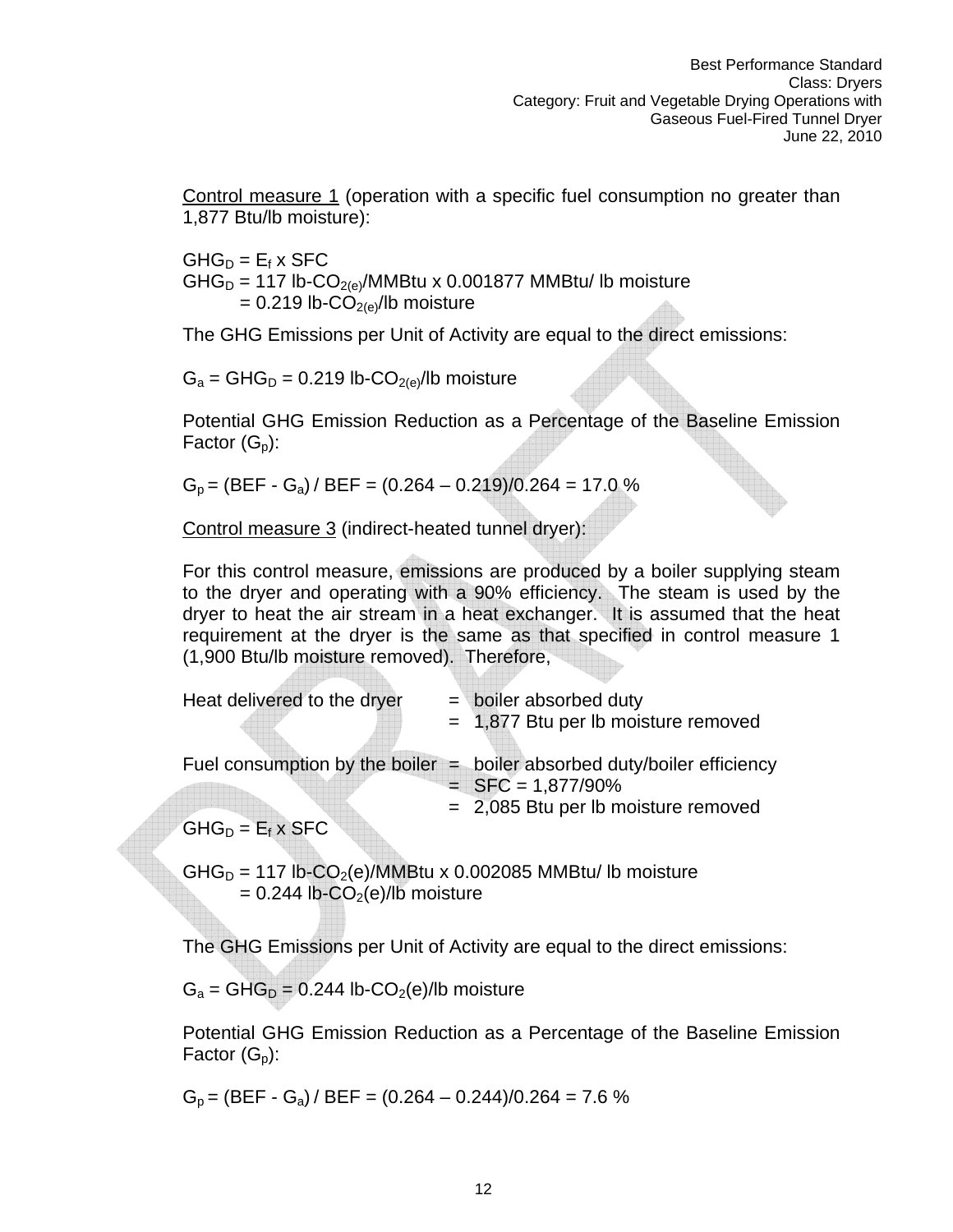Control measure 1 (operation with a specific fuel consumption no greater than 1,877 Btu/lb moisture):

$GHG_D = E_f \times SFC$
$GHG_D = 117$ lb-$CO_{2(e)}$/MMBtu x 0.001877 MMBtu/ lb moisture
$= 0.219$ lb-$CO_{2(e)}$/lb moisture

The GHG Emissions per Unit of Activity are equal to the direct emissions:

$G_a = GHG_D = 0.219$ lb-$CO_{2(e)}$/lb moisture

Potential GHG Emission Reduction as a Percentage of the Baseline Emission Factor ($G_p$):

$G_p = (BEF - G_a) / BEF = (0.264 – 0.219)/0.264 = 17.0$ %

Control measure 3 (indirect-heated tunnel dryer):

For this control measure, emissions are produced by a boiler supplying steam to the dryer and operating with a 90% efficiency. The steam is used by the dryer to heat the air stream in a heat exchanger. It is assumed that the heat requirement at the dryer is the same as that specified in control measure 1 (1,900 Btu/lb moisture removed). Therefore,

Heat delivered to the dryer = boiler absorbed duty
= 1,877 Btu per lb moisture removed

Fuel consumption by the boiler = boiler absorbed duty/boiler efficiency
= SFC = 1,877/90%
= 2,085 Btu per lb moisture removed

$GHG_D = E_f \times SFC$

$GHG_D = 117$ lb-$CO_2$(e)/MMBtu x 0.002085 MMBtu/ lb moisture
$= 0.244$ lb-$CO_2$(e)/lb moisture

The GHG Emissions per Unit of Activity are equal to the direct emissions:

$G_a = GHG_D = 0.244$ lb-$CO_2$(e)/lb moisture

Potential GHG Emission Reduction as a Percentage of the Baseline Emission Factor ($G_p$):

$G_p = (BEF - G_a) / BEF = (0.264 – 0.244)/0.264 = 7.6$ %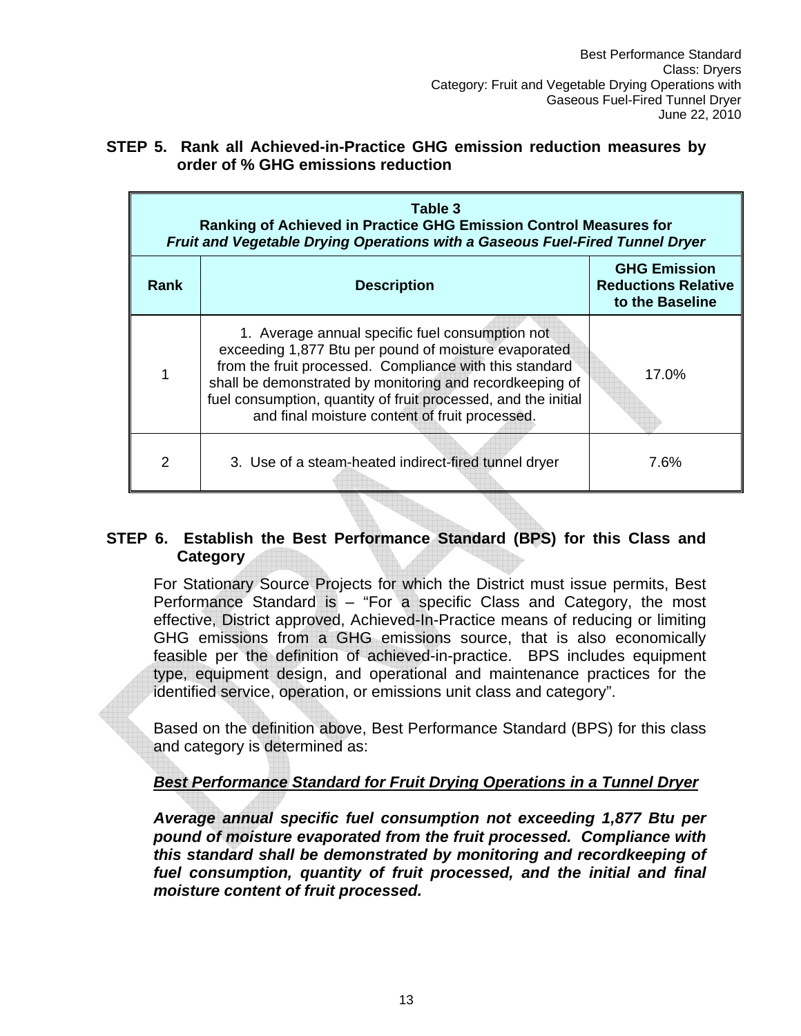**STEP 5. Rank all Achieved-in-Practice GHG emission reduction measures by order of % GHG emissions reduction**

**Table 3**
**Ranking of Achieved in Practice GHG Emission Control Measures for** ***Fruit and Vegetable Drying Operations with a Gaseous Fuel-Fired Tunnel Dryer***

| Rank | Description | GHG Emission Reductions Relative to the Baseline |
|---|---|---|
| 1 | 1. Average annual specific fuel consumption not exceeding 1,877 Btu per pound of moisture evaporated from the fruit processed. Compliance with this standard shall be demonstrated by monitoring and recordkeeping of fuel consumption, quantity of fruit processed, and the initial and final moisture content of fruit processed. | 17.0% |
| 2 | 3. Use of a steam-heated indirect-fired tunnel dryer | 7.6% |

**STEP 6. Establish the Best Performance Standard (BPS) for this Class and Category**

For Stationary Source Projects for which the District must issue permits, Best Performance Standard is – "For a specific Class and Category, the most effective, District approved, Achieved-In-Practice means of reducing or limiting GHG emissions from a GHG emissions source, that is also economically feasible per the definition of achieved-in-practice. BPS includes equipment type, equipment design, and operational and maintenance practices for the identified service, operation, or emissions unit class and category".

Based on the definition above, Best Performance Standard (BPS) for this class and category is determined as:

***<u>Best Performance Standard for Fruit Drying Operations in a Tunnel Dryer</u>***

***Average annual specific fuel consumption not exceeding 1,877 Btu per pound of moisture evaporated from the fruit processed. Compliance with this standard shall be demonstrated by monitoring and recordkeeping of fuel consumption, quantity of fruit processed, and the initial and final moisture content of fruit processed.***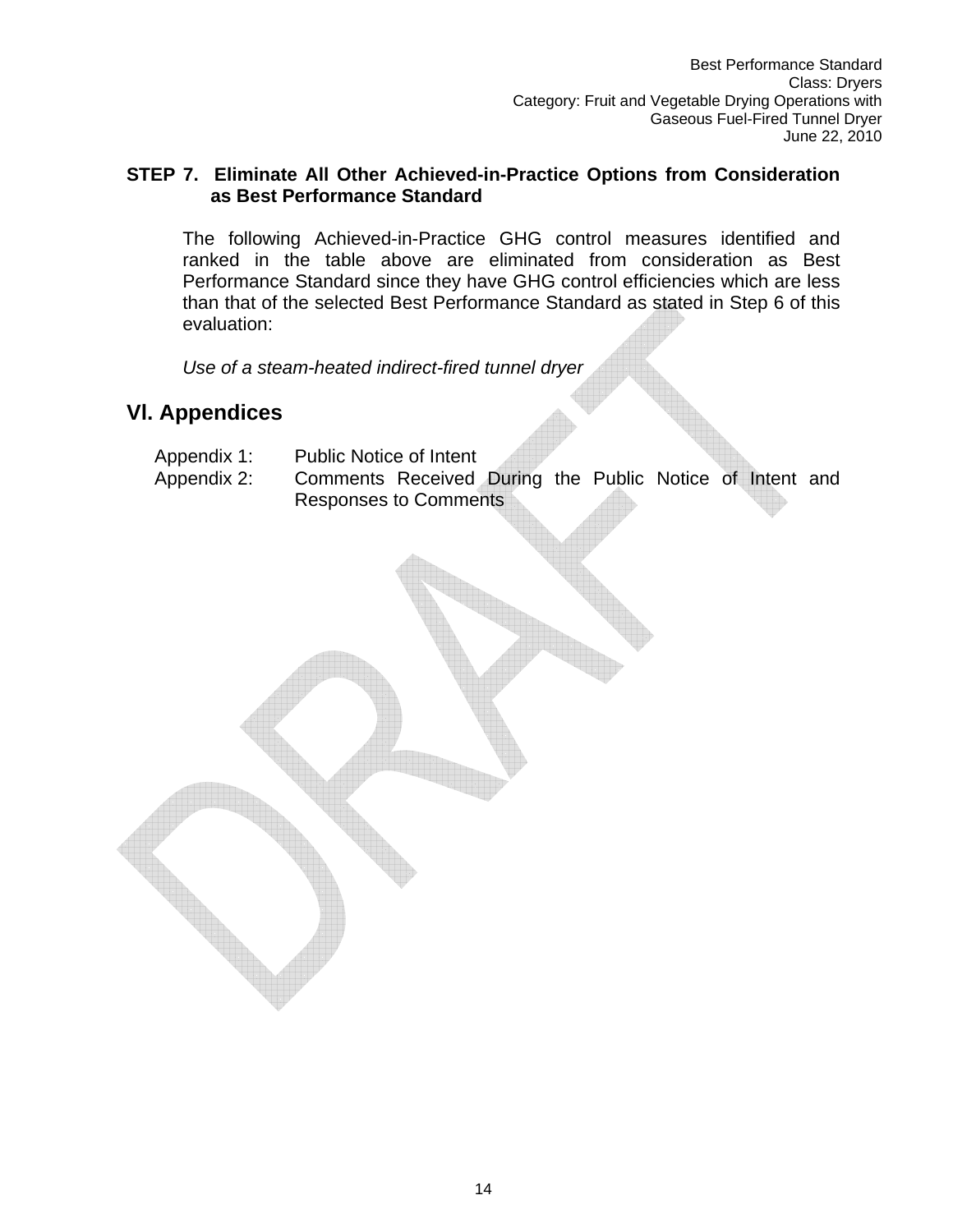**STEP 7. Eliminate All Other Achieved-in-Practice Options from Consideration as Best Performance Standard**

The following Achieved-in-Practice GHG control measures identified and ranked in the table above are eliminated from consideration as Best Performance Standard since they have GHG control efficiencies which are less than that of the selected Best Performance Standard as stated in Step 6 of this evaluation:

*Use of a steam-heated indirect-fired tunnel dryer*

## VI. Appendices

Appendix 1: Public Notice of Intent

Appendix 2: Comments Received During the Public Notice of Intent and Responses to Comments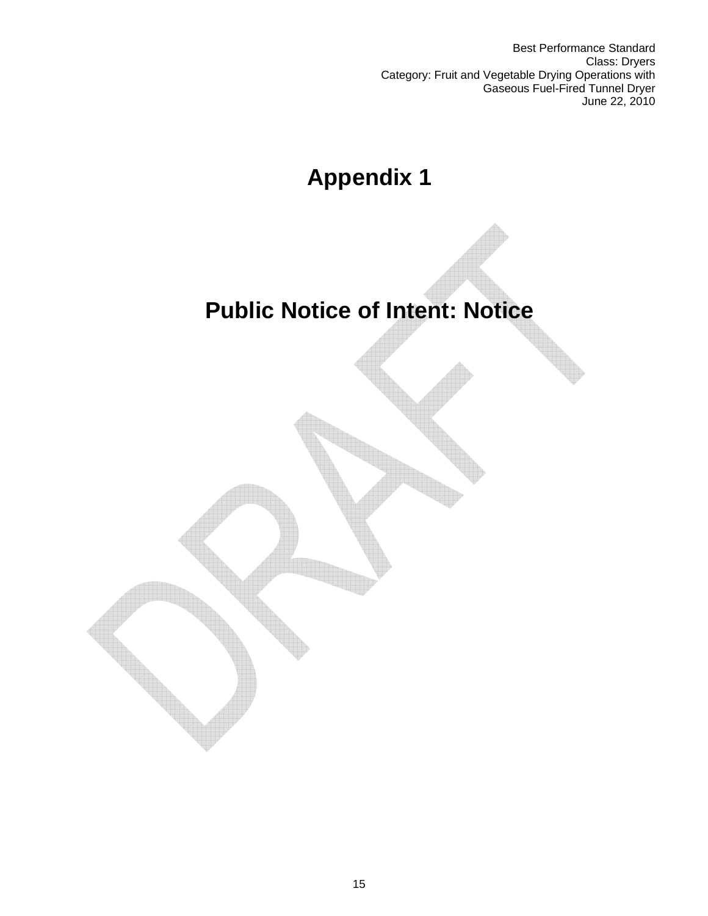# Appendix 1

# Public Notice of Intent: Notice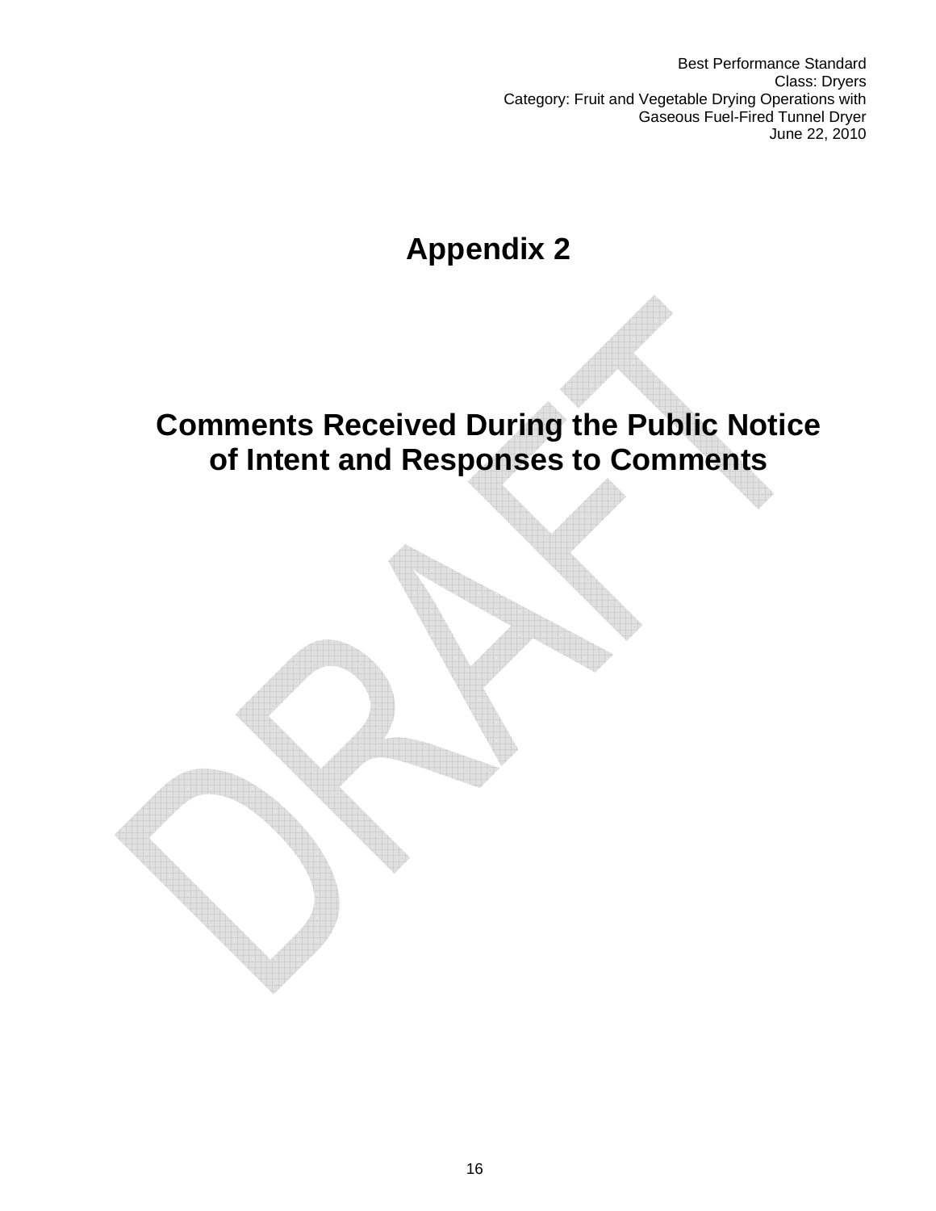# Appendix 2

## Comments Received During the Public Notice of Intent and Responses to Comments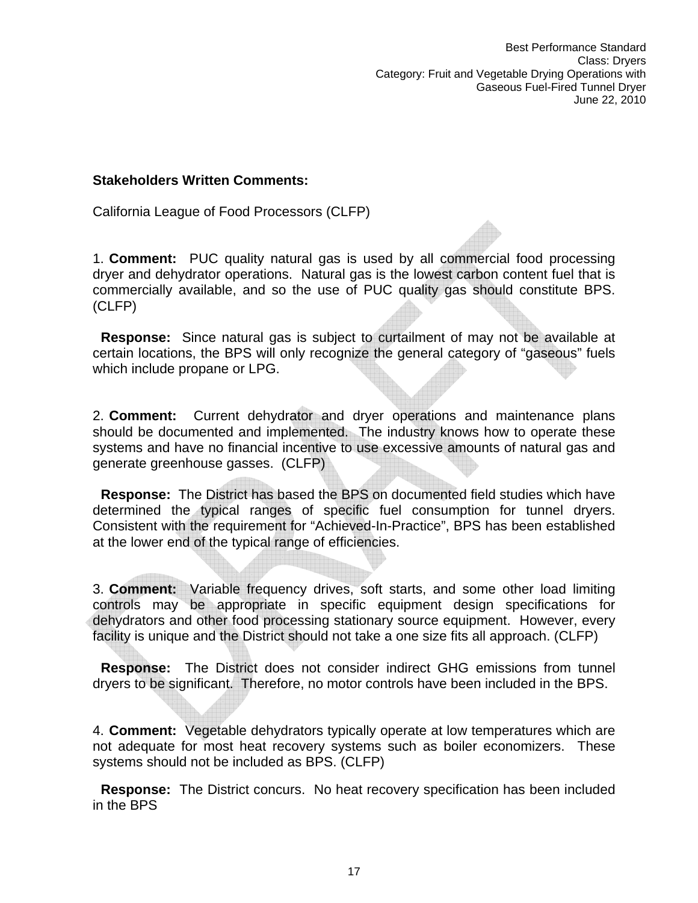**Stakeholders Written Comments:**

California League of Food Processors (CLFP)

1. **Comment:** PUC quality natural gas is used by all commercial food processing dryer and dehydrator operations. Natural gas is the lowest carbon content fuel that is commercially available, and so the use of PUC quality gas should constitute BPS. (CLFP)

**Response:** Since natural gas is subject to curtailment of may not be available at certain locations, the BPS will only recognize the general category of "gaseous" fuels which include propane or LPG.

2. **Comment:** Current dehydrator and dryer operations and maintenance plans should be documented and implemented. The industry knows how to operate these systems and have no financial incentive to use excessive amounts of natural gas and generate greenhouse gasses. (CLFP)

**Response:** The District has based the BPS on documented field studies which have determined the typical ranges of specific fuel consumption for tunnel dryers. Consistent with the requirement for "Achieved-In-Practice", BPS has been established at the lower end of the typical range of efficiencies.

3. **Comment:** Variable frequency drives, soft starts, and some other load limiting controls may be appropriate in specific equipment design specifications for dehydrators and other food processing stationary source equipment. However, every facility is unique and the District should not take a one size fits all approach. (CLFP)

**Response:** The District does not consider indirect GHG emissions from tunnel dryers to be significant. Therefore, no motor controls have been included in the BPS.

4. **Comment:** Vegetable dehydrators typically operate at low temperatures which are not adequate for most heat recovery systems such as boiler economizers. These systems should not be included as BPS. (CLFP)

**Response:** The District concurs. No heat recovery specification has been included in the BPS